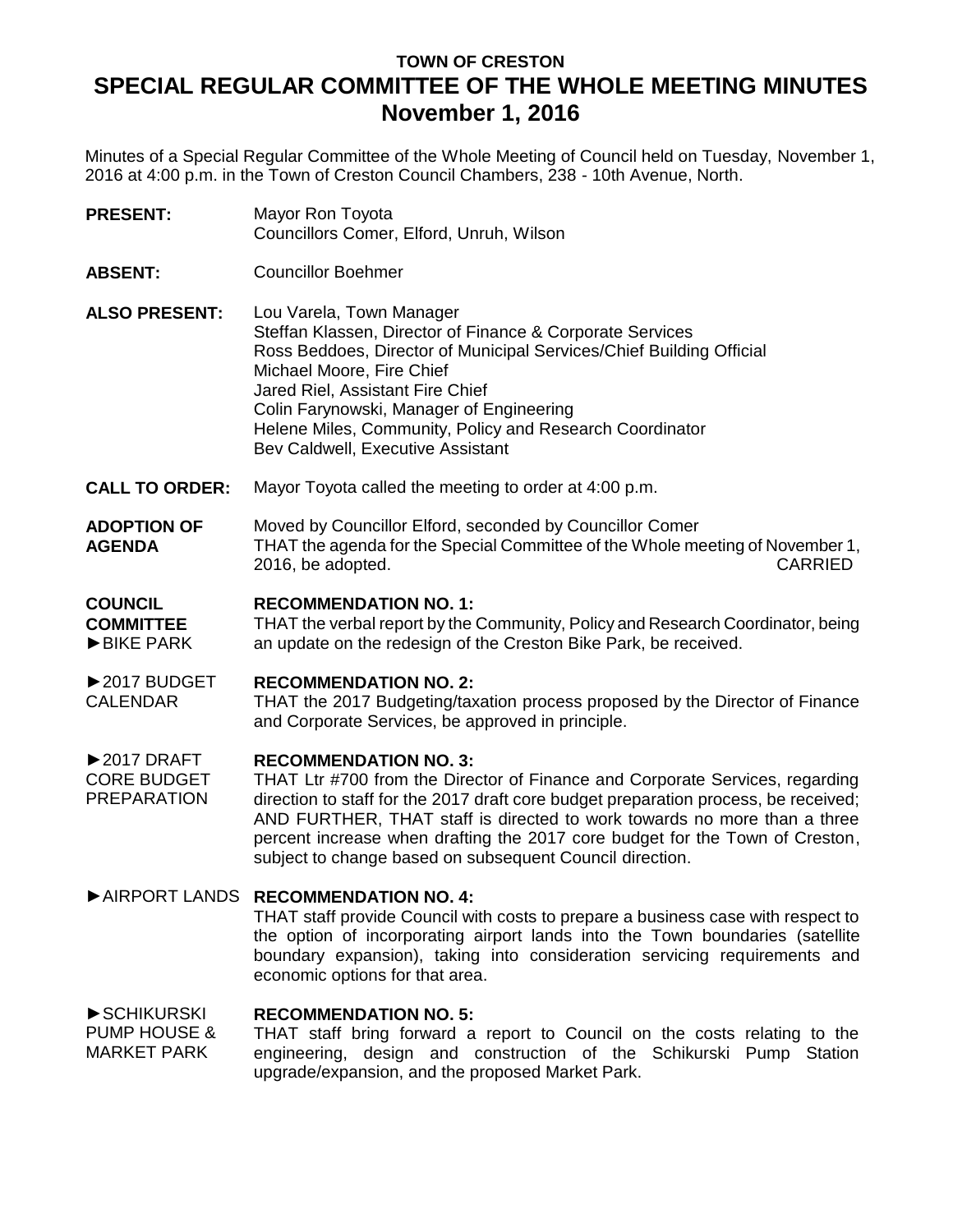**TOWN OF CRESTON**

# SPECIAL REGULAR COMMITTEE OF THE WHOLE MEETING MINUTES
## November 1, 2016

Minutes of a Special Regular Committee of the Whole Meeting of Council held on Tuesday, November 1, 2016 at 4:00 p.m. in the Town of Creston Council Chambers, 238 - 10th Avenue, North.

**PRESENT:** Mayor Ron Toyota
Councillors Comer, Elford, Unruh, Wilson

**ABSENT:** Councillor Boehmer

**ALSO PRESENT:** Lou Varela, Town Manager
Steffan Klassen, Director of Finance & Corporate Services
Ross Beddoes, Director of Municipal Services/Chief Building Official
Michael Moore, Fire Chief
Jared Riel, Assistant Fire Chief
Colin Farynowski, Manager of Engineering
Helene Miles, Community, Policy and Research Coordinator
Bev Caldwell, Executive Assistant

**CALL TO ORDER:** Mayor Toyota called the meeting to order at 4:00 p.m.

**ADOPTION OF AGENDA**

Moved by Councillor Elford, seconded by Councillor Comer
THAT the agenda for the Special Committee of the Whole meeting of November 1, 2016, be adopted. CARRIED

**COUNCIL COMMITTEE**

►BIKE PARK

**RECOMMENDATION NO. 1:**
THAT the verbal report by the Community, Policy and Research Coordinator, being an update on the redesign of the Creston Bike Park, be received.

►2017 BUDGET CALENDAR

**RECOMMENDATION NO. 2:**
THAT the 2017 Budgeting/taxation process proposed by the Director of Finance and Corporate Services, be approved in principle.

►2017 DRAFT CORE BUDGET PREPARATION

**RECOMMENDATION NO. 3:**
THAT Ltr #700 from the Director of Finance and Corporate Services, regarding direction to staff for the 2017 draft core budget preparation process, be received; AND FURTHER, THAT staff is directed to work towards no more than a three percent increase when drafting the 2017 core budget for the Town of Creston, subject to change based on subsequent Council direction.

►AIRPORT LANDS

**RECOMMENDATION NO. 4:**
THAT staff provide Council with costs to prepare a business case with respect to the option of incorporating airport lands into the Town boundaries (satellite boundary expansion), taking into consideration servicing requirements and economic options for that area.

►SCHIKURSKI PUMP HOUSE & MARKET PARK

**RECOMMENDATION NO. 5:**
THAT staff bring forward a report to Council on the costs relating to the engineering, design and construction of the Schikurski Pump Station upgrade/expansion, and the proposed Market Park.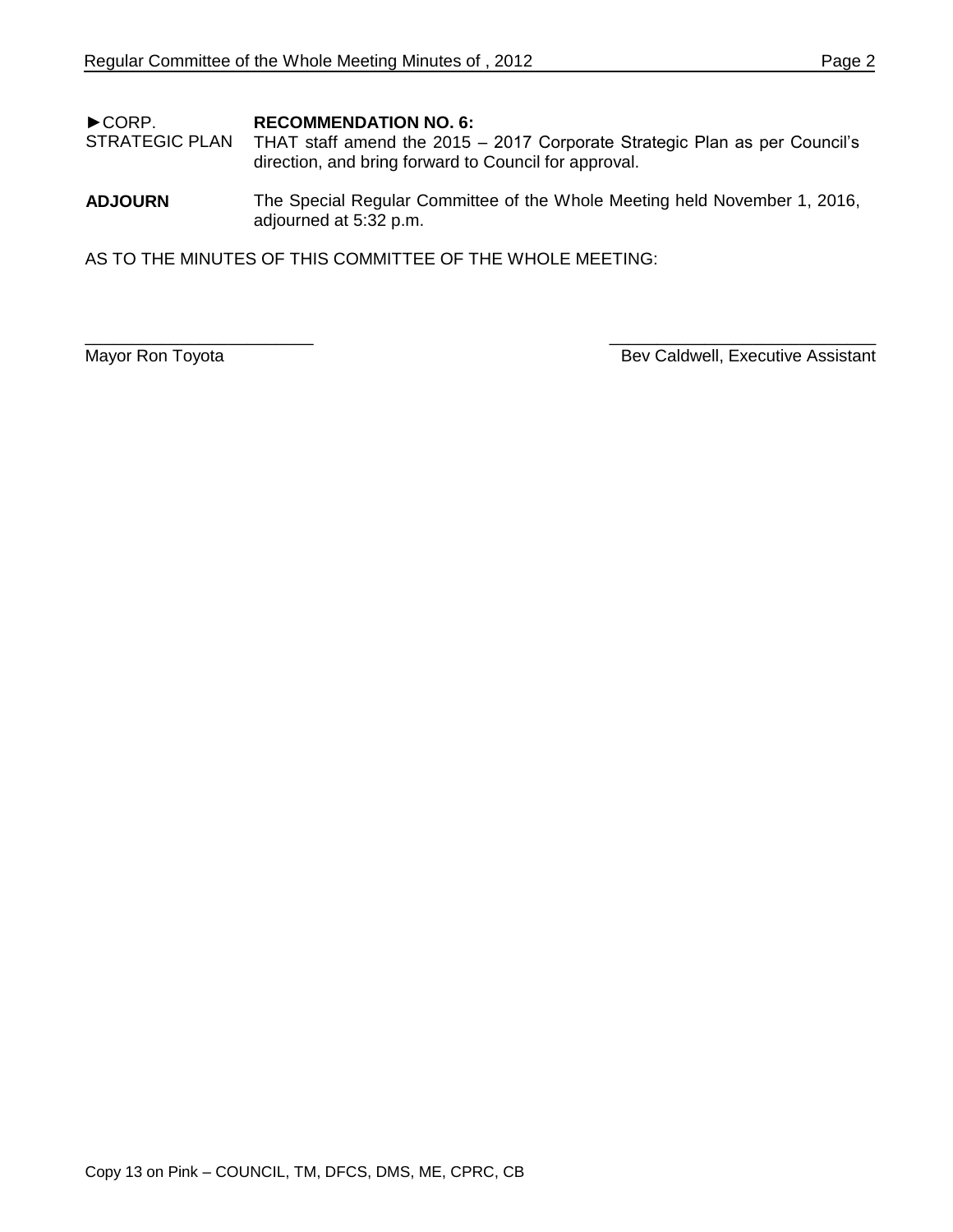►CORP. STRATEGIC PLAN

**RECOMMENDATION NO. 6:**
THAT staff amend the 2015 – 2017 Corporate Strategic Plan as per Council's direction, and bring forward to Council for approval.

**ADJOURN**

The Special Regular Committee of the Whole Meeting held November 1, 2016, adjourned at 5:32 p.m.

AS TO THE MINUTES OF THIS COMMITTEE OF THE WHOLE MEETING:

_________________________
Mayor Ron Toyota

_________________________
Bev Caldwell, Executive Assistant

Copy 13 on Pink – COUNCIL, TM, DFCS, DMS, ME, CPRC, CB